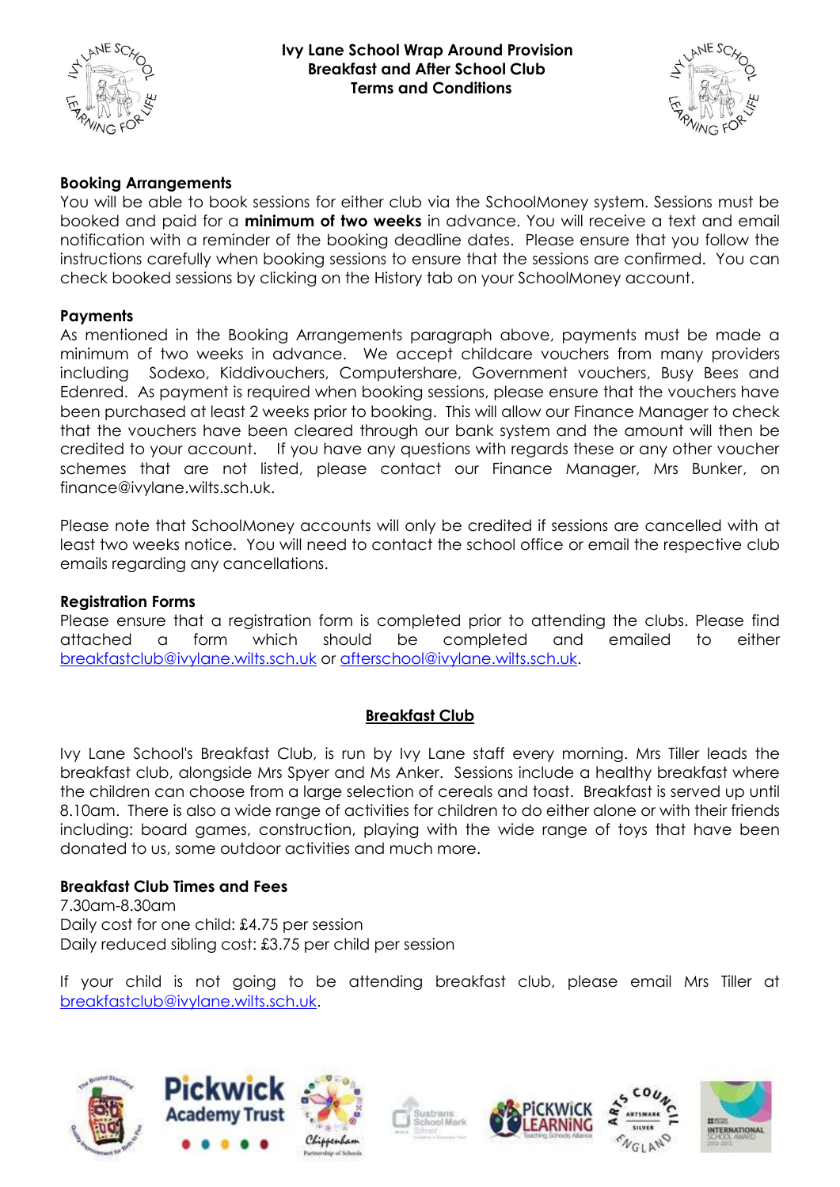# Ivy Lane School Wrap Around Provision
## Breakfast and After School Club
## Terms and Conditions

**Booking Arrangements**

You will be able to book sessions for either club via the SchoolMoney system. Sessions must be booked and paid for a **minimum of two weeks** in advance. You will receive a text and email notification with a reminder of the booking deadline dates. Please ensure that you follow the instructions carefully when booking sessions to ensure that the sessions are confirmed. You can check booked sessions by clicking on the History tab on your SchoolMoney account.

**Payments**

As mentioned in the Booking Arrangements paragraph above, payments must be made a minimum of two weeks in advance. We accept childcare vouchers from many providers including Sodexo, Kiddivouchers, Computershare, Government vouchers, Busy Bees and Edenred. As payment is required when booking sessions, please ensure that the vouchers have been purchased at least 2 weeks prior to booking. This will allow our Finance Manager to check that the vouchers have been cleared through our bank system and the amount will then be credited to your account. If you have any questions with regards these or any other voucher schemes that are not listed, please contact our Finance Manager, Mrs Bunker, on finance@ivylane.wilts.sch.uk.

Please note that SchoolMoney accounts will only be credited if sessions are cancelled with at least two weeks notice. You will need to contact the school office or email the respective club emails regarding any cancellations.

**Registration Forms**

Please ensure that a registration form is completed prior to attending the clubs. Please find attached a form which should be completed and emailed to either breakfastclub@ivylane.wilts.sch.uk or afterschool@ivylane.wilts.sch.uk.

## Breakfast Club

Ivy Lane School's Breakfast Club, is run by Ivy Lane staff every morning. Mrs Tiller leads the breakfast club, alongside Mrs Spyer and Ms Anker. Sessions include a healthy breakfast where the children can choose from a large selection of cereals and toast. Breakfast is served up until 8.10am. There is also a wide range of activities for children to do either alone or with their friends including: board games, construction, playing with the wide range of toys that have been donated to us, some outdoor activities and much more.

**Breakfast Club Times and Fees**

7.30am-8.30am
Daily cost for one child: £4.75 per session
Daily reduced sibling cost: £3.75 per child per session

If your child is not going to be attending breakfast club, please email Mrs Tiller at breakfastclub@ivylane.wilts.sch.uk.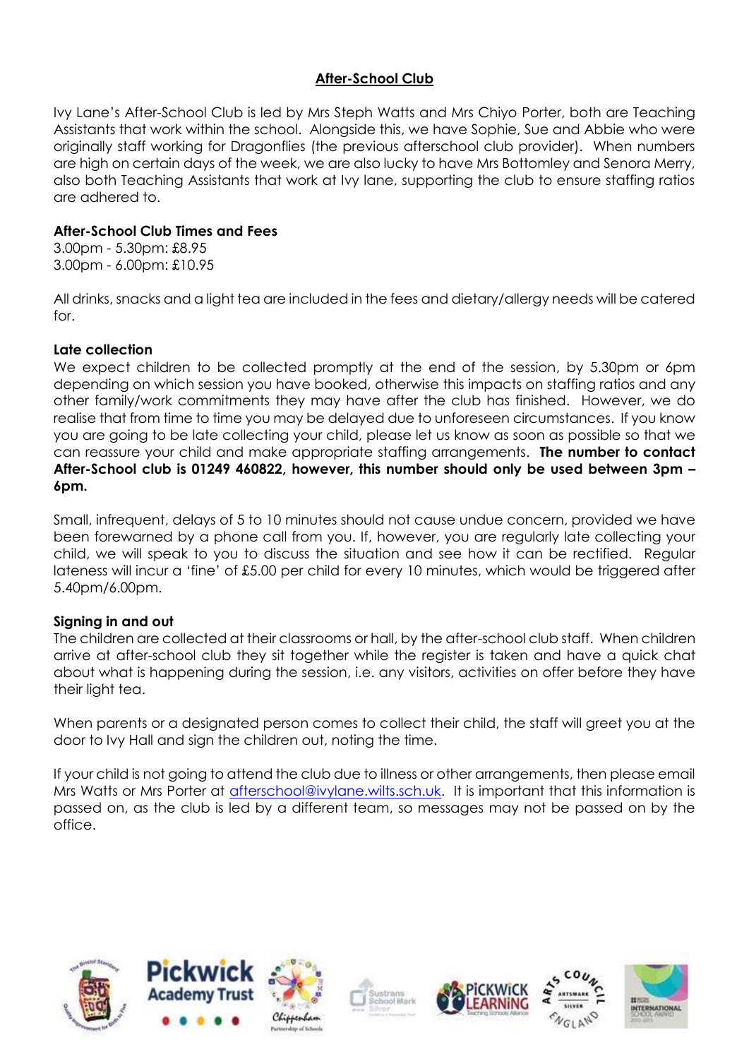## After-School Club

Ivy Lane's After-School Club is led by Mrs Steph Watts and Mrs Chiyo Porter, both are Teaching Assistants that work within the school. Alongside this, we have Sophie, Sue and Abbie who were originally staff working for Dragonflies (the previous afterschool club provider). When numbers are high on certain days of the week, we are also lucky to have Mrs Bottomley and Senora Merry, also both Teaching Assistants that work at Ivy lane, supporting the club to ensure staffing ratios are adhered to.

**After-School Club Times and Fees**

3.00pm - 5.30pm: £8.95
3.00pm - 6.00pm: £10.95

All drinks, snacks and a light tea are included in the fees and dietary/allergy needs will be catered for.

**Late collection**

We expect children to be collected promptly at the end of the session, by 5.30pm or 6pm depending on which session you have booked, otherwise this impacts on staffing ratios and any other family/work commitments they may have after the club has finished. However, we do realise that from time to time you may be delayed due to unforeseen circumstances. If you know you are going to be late collecting your child, please let us know as soon as possible so that we can reassure your child and make appropriate staffing arrangements. **The number to contact After-School club is 01249 460822, however, this number should only be used between 3pm – 6pm.**

Small, infrequent, delays of 5 to 10 minutes should not cause undue concern, provided we have been forewarned by a phone call from you. If, however, you are regularly late collecting your child, we will speak to you to discuss the situation and see how it can be rectified. Regular lateness will incur a 'fine' of £5.00 per child for every 10 minutes, which would be triggered after 5.40pm/6.00pm.

**Signing in and out**

The children are collected at their classrooms or hall, by the after-school club staff. When children arrive at after-school club they sit together while the register is taken and have a quick chat about what is happening during the session, i.e. any visitors, activities on offer before they have their light tea.

When parents or a designated person comes to collect their child, the staff will greet you at the door to Ivy Hall and sign the children out, noting the time.

If your child is not going to attend the club due to illness or other arrangements, then please email Mrs Watts or Mrs Porter at afterschool@ivylane.wilts.sch.uk. It is important that this information is passed on, as the club is led by a different team, so messages may not be passed on by the office.